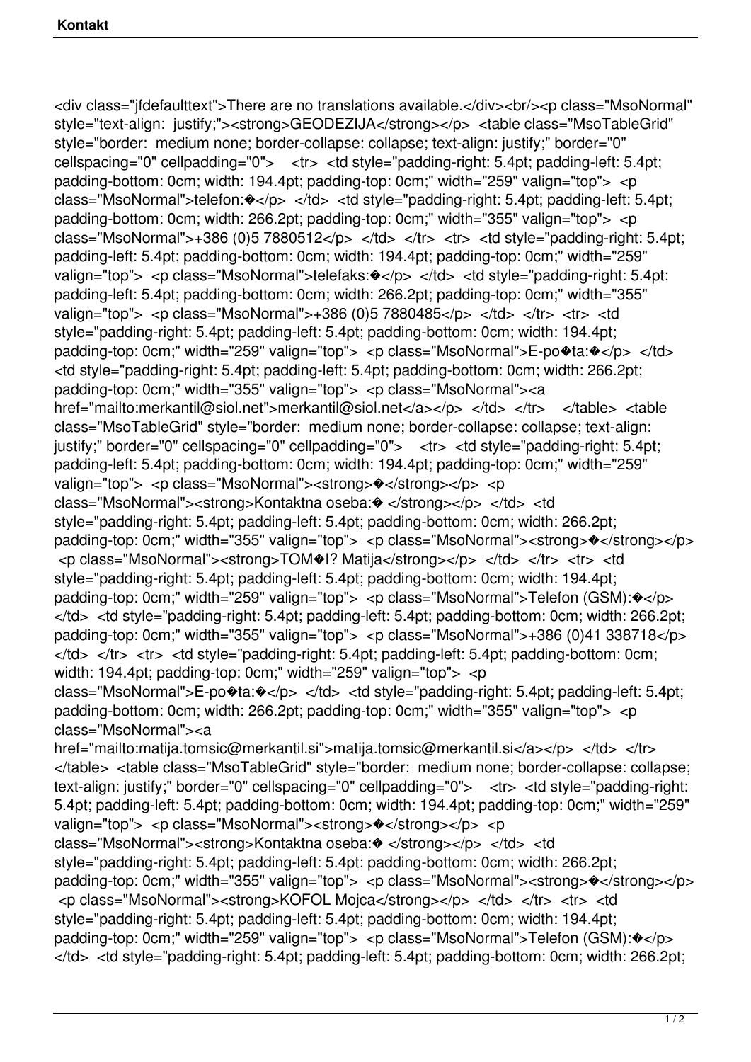<div class="jfdefaulttext">There are no translations available.</div><br/><p class="MsoNormal" style="text-align: justify;"><strong>GEODEZIJA</strong></p> <table class="MsoTableGrid" style="border: medium none; border-collapse: collapse; text-align: justify;" border="0" cellspacing="0" cellpadding="0"> <tr> <td style="padding-right: 5.4pt; padding-left: 5.4pt; padding-bottom: 0cm; width: 194.4pt; padding-top: 0cm;" width="259" valign="top"> <p class="MsoNormal">telefon:�</p> </td> <td style="padding-right: 5.4pt; padding-left: 5.4pt; padding-bottom: 0cm; width: 266.2pt; padding-top: 0cm;" width="355" valign="top"> <p class="MsoNormal">+386 (0)5 7880512</p> </td> </tr> <tr> <td style="padding-right: 5.4pt; padding-left: 5.4pt; padding-bottom: 0cm; width: 194.4pt; padding-top: 0cm;" width="259" valign="top"> <p class="MsoNormal">telefaks:�</p> </td> <td style="padding-right: 5.4pt; padding-left: 5.4pt; padding-bottom: 0cm; width: 266.2pt; padding-top: 0cm;" width="355" valign="top"> <p class="MsoNormal">+386 (0)5 7880485</p> </td> </tr> <tr> <td style="padding-right: 5.4pt; padding-left: 5.4pt; padding-bottom: 0cm; width: 194.4pt; padding-top: 0cm;" width="259" valign="top"> <p class="MsoNormal">E-po�ta:�</p> </td> <td style="padding-right: 5.4pt; padding-left: 5.4pt; padding-bottom: 0cm; width: 266.2pt; padding-top: 0cm;" width="355" valign="top"> <p class="MsoNormal"><a href="mailto:merkantil@siol.net">merkantil@siol.net</a></p> </td> </tr> </table> <table class="MsoTableGrid" style="border: medium none; border-collapse: collapse; text-align: justify;" border="0" cellspacing="0" cellpadding="0"> <tr> <td style="padding-right: 5.4pt; padding-left: 5.4pt; padding-bottom: 0cm; width: 194.4pt; padding-top: 0cm;" width="259" valign="top"> <p class="MsoNormal"><strong>�</strong></p> <p class="MsoNormal"><strong>Kontaktna oseba:� </strong></p> </td> <td style="padding-right: 5.4pt; padding-left: 5.4pt; padding-bottom: 0cm; width: 266.2pt; padding-top: 0cm;" width="355" valign="top"> <p class="MsoNormal"><strong>�</strong></p> <p class="MsoNormal"><strong>TOM�I? Matija</strong></p> </td> </tr> <tr> <td style="padding-right: 5.4pt; padding-left: 5.4pt; padding-bottom: 0cm; width: 194.4pt; padding-top: 0cm;" width="259" valign="top"> <p class="MsoNormal">Telefon (GSM):�</p> </td> <td style="padding-right: 5.4pt; padding-left: 5.4pt; padding-bottom: 0cm; width: 266.2pt; padding-top: 0cm;" width="355" valign="top"> <p class="MsoNormal">+386 (0)41 338718</p> </td> </tr> <tr> <td style="padding-right: 5.4pt; padding-left: 5.4pt; padding-bottom: 0cm; width: 194.4pt; padding-top: 0cm;" width="259" valign="top"> <p class="MsoNormal">E-po�ta:�</p> </td> <td style="padding-right: 5.4pt; padding-left: 5.4pt; padding-bottom: 0cm; width: 266.2pt; padding-top: 0cm;" width="355" valign="top"> <p class="MsoNormal"><a href="mailto:matija.tomsic@merkantil.si">matija.tomsic@merkantil.si</a></p> </td> </tr> </table> <table class="MsoTableGrid" style="border: medium none; border-collapse: collapse; text-align: justify;" border="0" cellspacing="0" cellpadding="0"> <tr> <td style="padding-right: 5.4pt; padding-left: 5.4pt; padding-bottom: 0cm; width: 194.4pt; padding-top: 0cm;" width="259" valign="top"> <p class="MsoNormal"><strong>�</strong></p> <p class="MsoNormal"><strong>Kontaktna oseba:� </strong></p> </td> <td style="padding-right: 5.4pt; padding-left: 5.4pt; padding-bottom: 0cm; width: 266.2pt; padding-top: 0cm;" width="355" valign="top"> <p class="MsoNormal"><strong>�</strong></p> <p class="MsoNormal"><strong>KOFOL Mojca</strong></p> </td> </tr> <tr> <td style="padding-right: 5.4pt; padding-left: 5.4pt; padding-bottom: 0cm; width: 194.4pt; padding-top: 0cm;" width="259" valign="top"> <p class="MsoNormal">Telefon (GSM):�</p> </td> <td style="padding-right: 5.4pt; padding-left: 5.4pt; padding-bottom: 0cm; width: 266.2pt;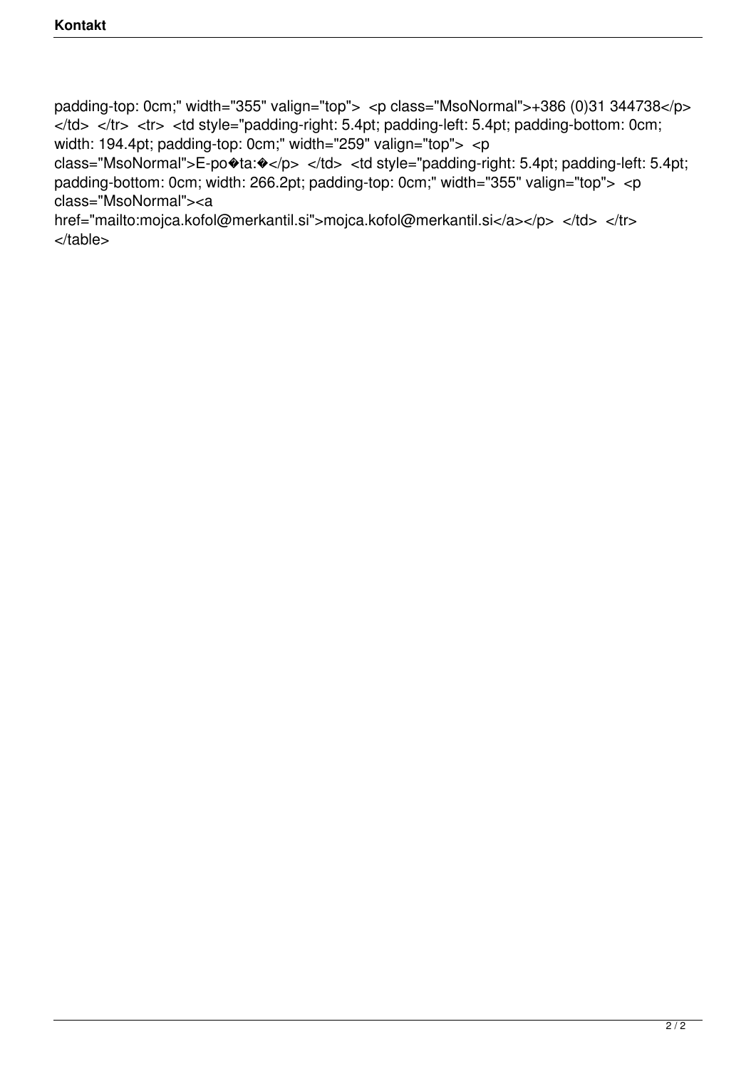padding-top: 0cm;" width="355" valign="top"> <p class="MsoNormal">+386 (0)31 344738</p> </td> </tr> <tr> <td style="padding-right: 5.4pt; padding-left: 5.4pt; padding-bottom: 0cm; width: 194.4pt; padding-top: 0cm;" width="259" valign="top"> <p class="MsoNormal">E-po�ta:�</p> </td> <td style="padding-right: 5.4pt; padding-left: 5.4pt; padding-bottom: 0cm; width: 266.2pt; padding-top: 0cm;" width="355" valign="top"> <p class="MsoNormal"><a href="mailto:mojca.kofol@merkantil.si">mojca.kofol@merkantil.si</a></p> </td> </tr> </table>